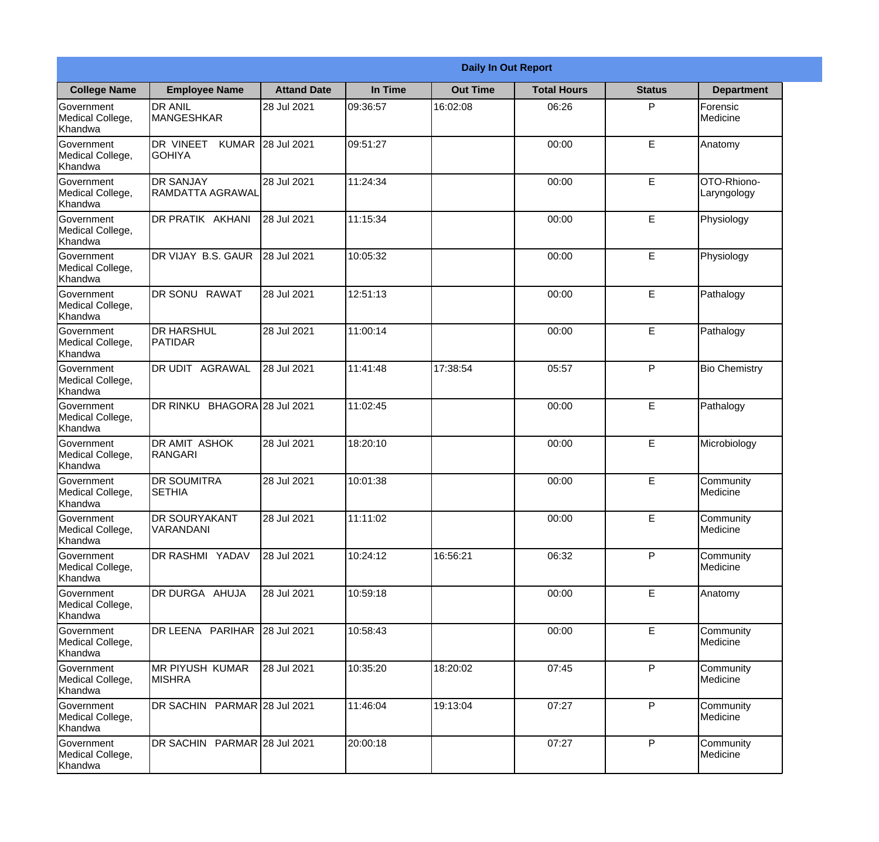| Daily In Out Report | | | | | | | |
|---|---|---|---|---|---|---|---|
| **College Name** | **Employee Name** | **Attand Date** | **In Time** | **Out Time** | **Total Hours** | **Status** | **Department** |
| Government Medical College, Khandwa | DR ANIL MANGESHKAR | 28 Jul 2021 | 09:36:57 | 16:02:08 | 06:26 | P | Forensic Medicine |
| Government Medical College, Khandwa | DR VINEET KUMAR GOHIYA | 28 Jul 2021 | 09:51:27 | | 00:00 | E | Anatomy |
| Government Medical College, Khandwa | DR SANJAY RAMDATTA AGRAWAL | 28 Jul 2021 | 11:24:34 | | 00:00 | E | OTO-Rhiono-Laryngology |
| Government Medical College, Khandwa | DR PRATIK AKHANI | 28 Jul 2021 | 11:15:34 | | 00:00 | E | Physiology |
| Government Medical College, Khandwa | DR VIJAY B.S. GAUR | 28 Jul 2021 | 10:05:32 | | 00:00 | E | Physiology |
| Government Medical College, Khandwa | DR SONU RAWAT | 28 Jul 2021 | 12:51:13 | | 00:00 | E | Pathalogy |
| Government Medical College, Khandwa | DR HARSHUL PATIDAR | 28 Jul 2021 | 11:00:14 | | 00:00 | E | Pathalogy |
| Government Medical College, Khandwa | DR UDIT AGRAWAL | 28 Jul 2021 | 11:41:48 | 17:38:54 | 05:57 | P | Bio Chemistry |
| Government Medical College, Khandwa | DR RINKU BHAGORA | 28 Jul 2021 | 11:02:45 | | 00:00 | E | Pathalogy |
| Government Medical College, Khandwa | DR AMIT ASHOK RANGARI | 28 Jul 2021 | 18:20:10 | | 00:00 | E | Microbiology |
| Government Medical College, Khandwa | DR SOUMITRA SETHIA | 28 Jul 2021 | 10:01:38 | | 00:00 | E | Community Medicine |
| Government Medical College, Khandwa | DR SOURYAKANT VARANDANI | 28 Jul 2021 | 11:11:02 | | 00:00 | E | Community Medicine |
| Government Medical College, Khandwa | DR RASHMI YADAV | 28 Jul 2021 | 10:24:12 | 16:56:21 | 06:32 | P | Community Medicine |
| Government Medical College, Khandwa | DR DURGA AHUJA | 28 Jul 2021 | 10:59:18 | | 00:00 | E | Anatomy |
| Government Medical College, Khandwa | DR LEENA PARIHAR | 28 Jul 2021 | 10:58:43 | | 00:00 | E | Community Medicine |
| Government Medical College, Khandwa | MR PIYUSH KUMAR MISHRA | 28 Jul 2021 | 10:35:20 | 18:20:02 | 07:45 | P | Community Medicine |
| Government Medical College, Khandwa | DR SACHIN PARMAR | 28 Jul 2021 | 11:46:04 | 19:13:04 | 07:27 | P | Community Medicine |
| Government Medical College, Khandwa | DR SACHIN PARMAR | 28 Jul 2021 | 20:00:18 | | 07:27 | P | Community Medicine |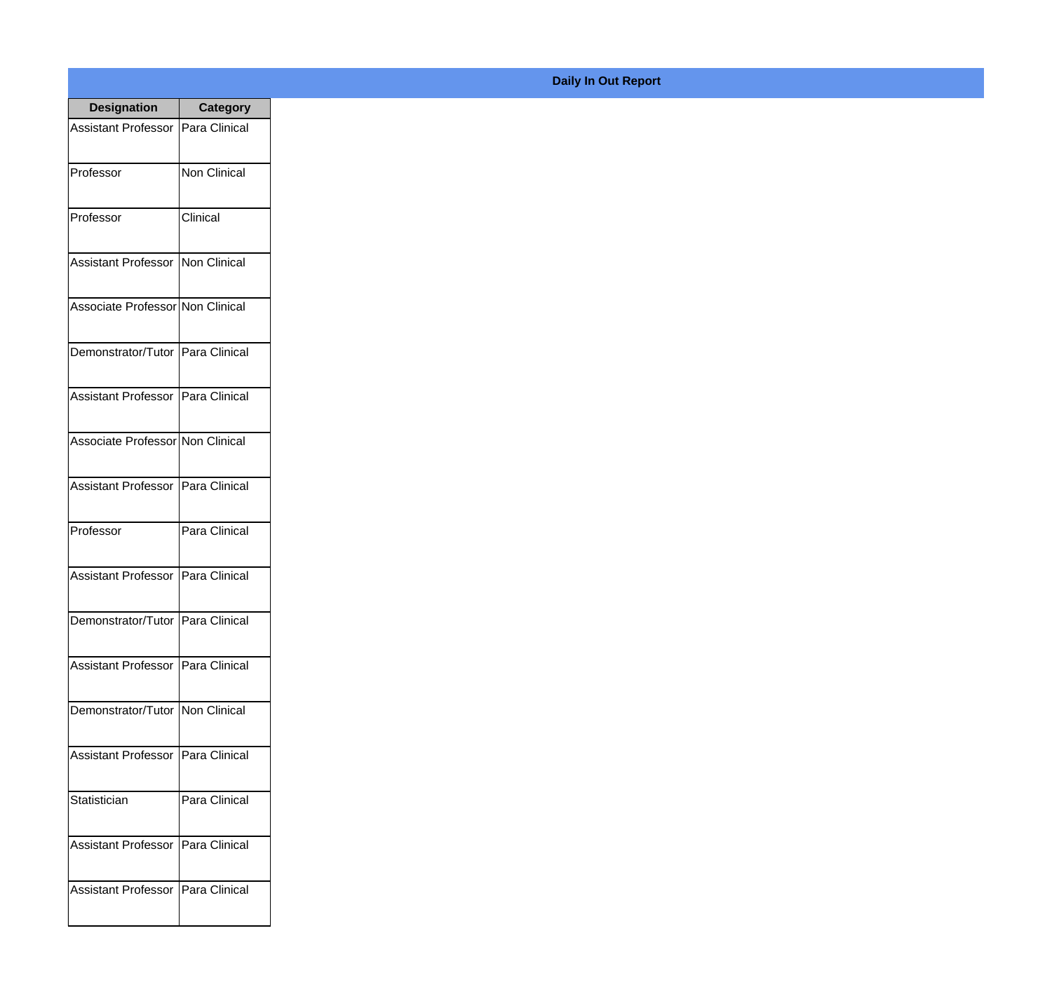## Daily In Out Report

| Designation | Category |
| --- | --- |
| Assistant Professor | Para Clinical |
| Professor | Non Clinical |
| Professor | Clinical |
| Assistant Professor | Non Clinical |
| Associate Professor | Non Clinical |
| Demonstrator/Tutor | Para Clinical |
| Assistant Professor | Para Clinical |
| Associate Professor | Non Clinical |
| Assistant Professor | Para Clinical |
| Professor | Para Clinical |
| Assistant Professor | Para Clinical |
| Demonstrator/Tutor | Para Clinical |
| Assistant Professor | Para Clinical |
| Demonstrator/Tutor | Non Clinical |
| Assistant Professor | Para Clinical |
| Statistician | Para Clinical |
| Assistant Professor | Para Clinical |
| Assistant Professor | Para Clinical |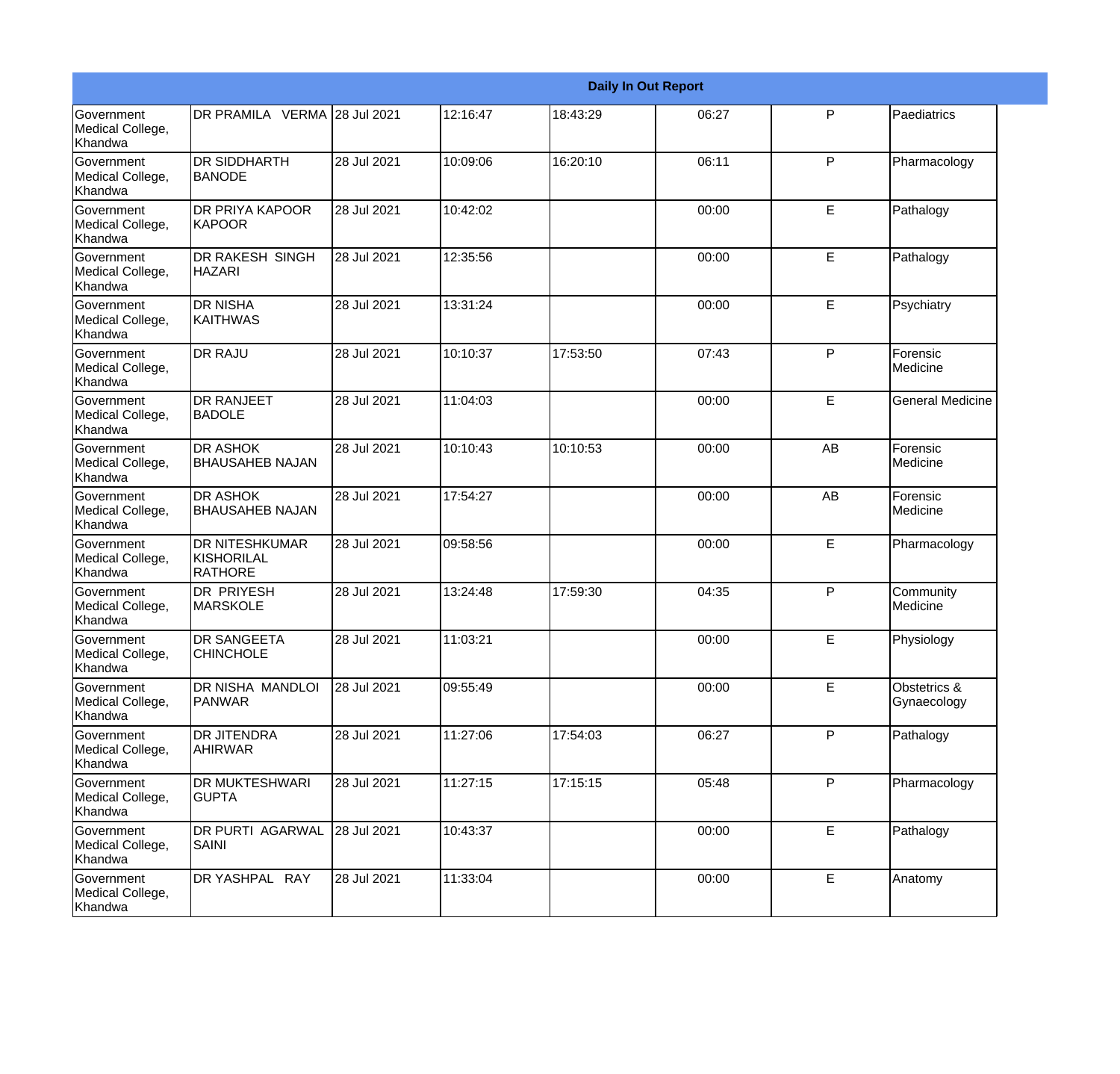| Daily In Out Report | | | | | | | |
|---|---|---|---|---|---|---|---|
| Government Medical College, Khandwa | DR PRAMILA VERMA | 28 Jul 2021 | 12:16:47 | 18:43:29 | 06:27 | P | Paediatrics |
| Government Medical College, Khandwa | DR SIDDHARTH BANODE | 28 Jul 2021 | 10:09:06 | 16:20:10 | 06:11 | P | Pharmacology |
| Government Medical College, Khandwa | DR PRIYA KAPOOR KAPOOR | 28 Jul 2021 | 10:42:02 | | 00:00 | E | Pathalogy |
| Government Medical College, Khandwa | DR RAKESH SINGH HAZARI | 28 Jul 2021 | 12:35:56 | | 00:00 | E | Pathalogy |
| Government Medical College, Khandwa | DR NISHA KAITHWAS | 28 Jul 2021 | 13:31:24 | | 00:00 | E | Psychiatry |
| Government Medical College, Khandwa | DR RAJU | 28 Jul 2021 | 10:10:37 | 17:53:50 | 07:43 | P | Forensic Medicine |
| Government Medical College, Khandwa | DR RANJEET BADOLE | 28 Jul 2021 | 11:04:03 | | 00:00 | E | General Medicine |
| Government Medical College, Khandwa | DR ASHOK BHAUSAHEB NAJAN | 28 Jul 2021 | 10:10:43 | 10:10:53 | 00:00 | AB | Forensic Medicine |
| Government Medical College, Khandwa | DR ASHOK BHAUSAHEB NAJAN | 28 Jul 2021 | 17:54:27 | | 00:00 | AB | Forensic Medicine |
| Government Medical College, Khandwa | DR NITESHKUMAR KISHORILAL RATHORE | 28 Jul 2021 | 09:58:56 | | 00:00 | E | Pharmacology |
| Government Medical College, Khandwa | DR PRIYESH MARSKOLE | 28 Jul 2021 | 13:24:48 | 17:59:30 | 04:35 | P | Community Medicine |
| Government Medical College, Khandwa | DR SANGEETA CHINCHOLE | 28 Jul 2021 | 11:03:21 | | 00:00 | E | Physiology |
| Government Medical College, Khandwa | DR NISHA MANDLOI PANWAR | 28 Jul 2021 | 09:55:49 | | 00:00 | E | Obstetrics & Gynaecology |
| Government Medical College, Khandwa | DR JITENDRA AHIRWAR | 28 Jul 2021 | 11:27:06 | 17:54:03 | 06:27 | P | Pathalogy |
| Government Medical College, Khandwa | DR MUKTESHWARI GUPTA | 28 Jul 2021 | 11:27:15 | 17:15:15 | 05:48 | P | Pharmacology |
| Government Medical College, Khandwa | DR PURTI AGARWAL SAINI | 28 Jul 2021 | 10:43:37 | | 00:00 | E | Pathalogy |
| Government Medical College, Khandwa | DR YASHPAL RAY | 28 Jul 2021 | 11:33:04 | | 00:00 | E | Anatomy |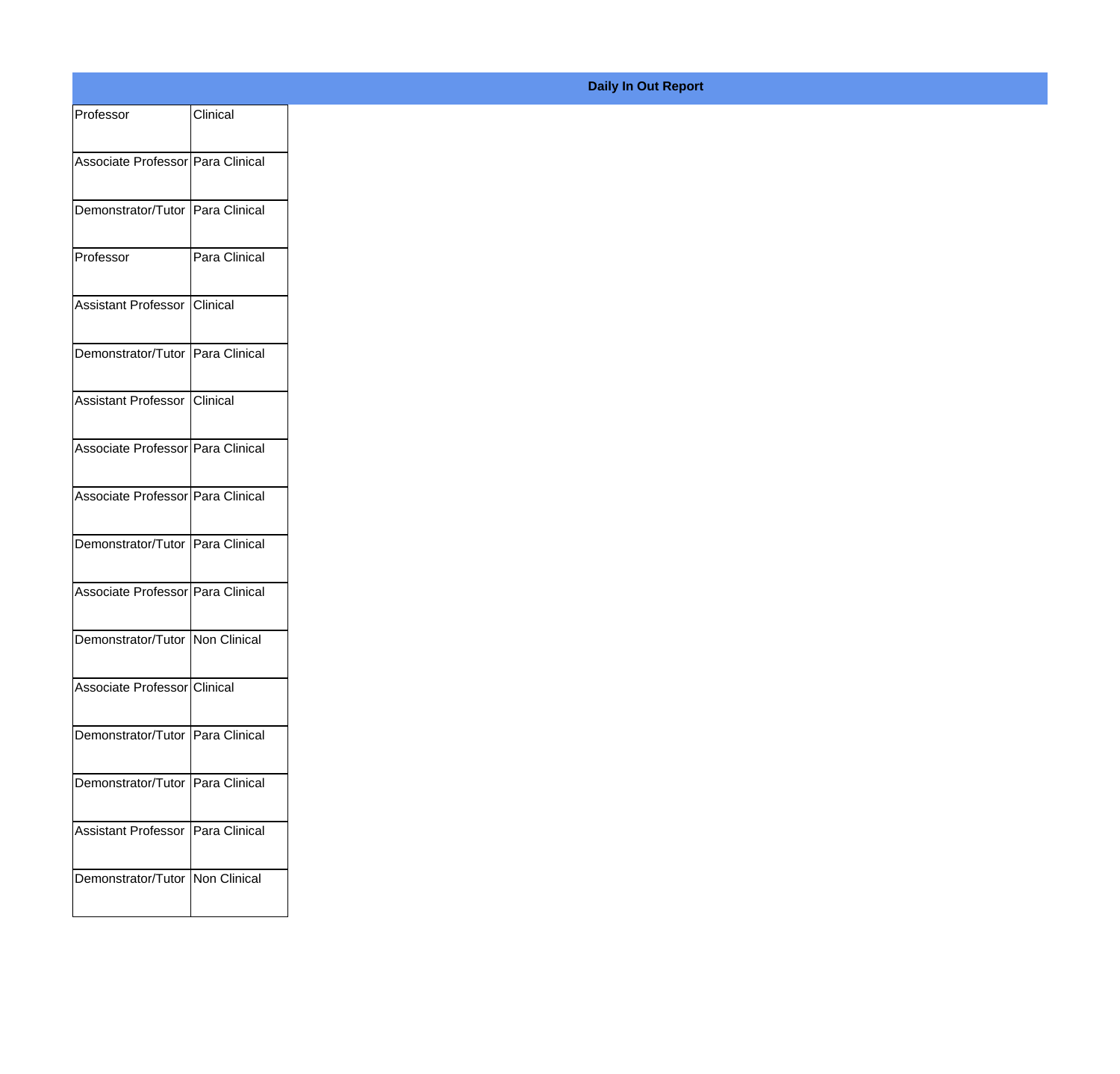**Daily In Out Report**

| | |
|---|---|
| Professor | Clinical |
| Associate Professor | Para Clinical |
| Demonstrator/Tutor | Para Clinical |
| Professor | Para Clinical |
| Assistant Professor | Clinical |
| Demonstrator/Tutor | Para Clinical |
| Assistant Professor | Clinical |
| Associate Professor | Para Clinical |
| Associate Professor | Para Clinical |
| Demonstrator/Tutor | Para Clinical |
| Associate Professor | Para Clinical |
| Demonstrator/Tutor | Non Clinical |
| Associate Professor | Clinical |
| Demonstrator/Tutor | Para Clinical |
| Demonstrator/Tutor | Para Clinical |
| Assistant Professor | Para Clinical |
| Demonstrator/Tutor | Non Clinical |